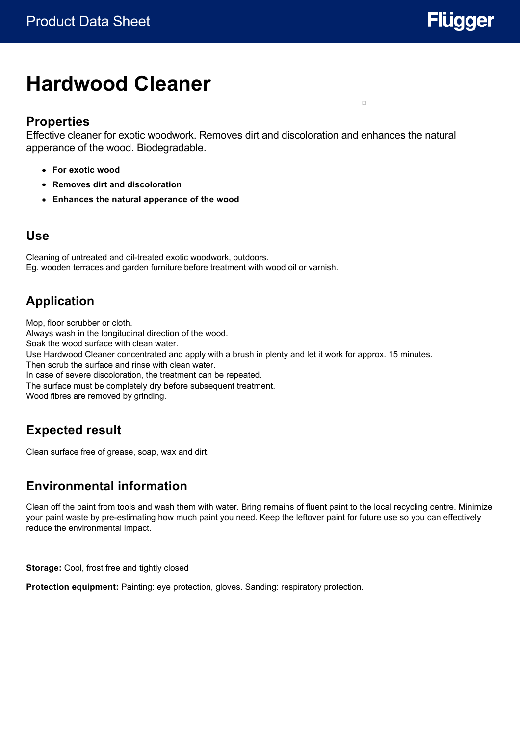# Hardwood Cleaner

## Properties

Effective cleaner for exotic woodwork. Removes dirt and discoloration and enhances the natural apperance of the wood. Biodegradable.

- **For exotic wood**
- **Removes dirt and discoloration**
- **Enhances the natural apperance of the wood**

## Use

Cleaning of untreated and oil-treated exotic woodwork, outdoors.
Eg. wooden terraces and garden furniture before treatment with wood oil or varnish.

## Application

Mop, floor scrubber or cloth.
Always wash in the longitudinal direction of the wood.
Soak the wood surface with clean water.
Use Hardwood Cleaner concentrated and apply with a brush in plenty and let it work for approx. 15 minutes.
Then scrub the surface and rinse with clean water.
In case of severe discoloration, the treatment can be repeated.
The surface must be completely dry before subsequent treatment.
Wood fibres are removed by grinding.

## Expected result

Clean surface free of grease, soap, wax and dirt.

## Environmental information

Clean off the paint from tools and wash them with water. Bring remains of fluent paint to the local recycling centre. Minimize your paint waste by pre-estimating how much paint you need. Keep the leftover paint for future use so you can effectively reduce the environmental impact.

**Storage:** Cool, frost free and tightly closed

**Protection equipment:** Painting: eye protection, gloves. Sanding: respiratory protection.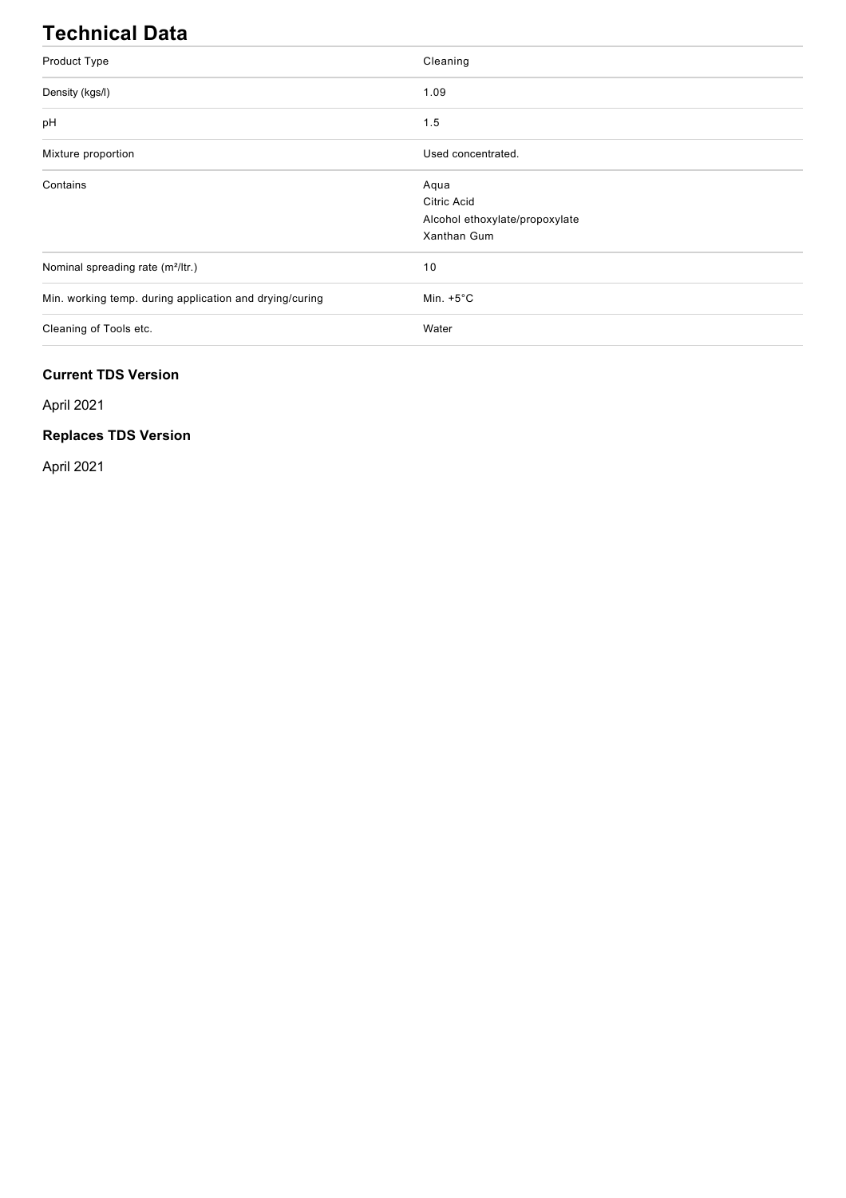# Technical Data

| | |
|---|---|
| Product Type | Cleaning |
| Density (kgs/l) | 1.09 |
| pH | 1.5 |
| Mixture proportion | Used concentrated. |
| Contains | Aqua<br>Citric Acid<br>Alcohol ethoxylate/propoxylate<br>Xanthan Gum |
| Nominal spreading rate (m²/ltr.) | 10 |
| Min. working temp. during application and drying/curing | Min. +5°C |
| Cleaning of Tools etc. | Water |

### Current TDS Version

April 2021

### Replaces TDS Version

April 2021